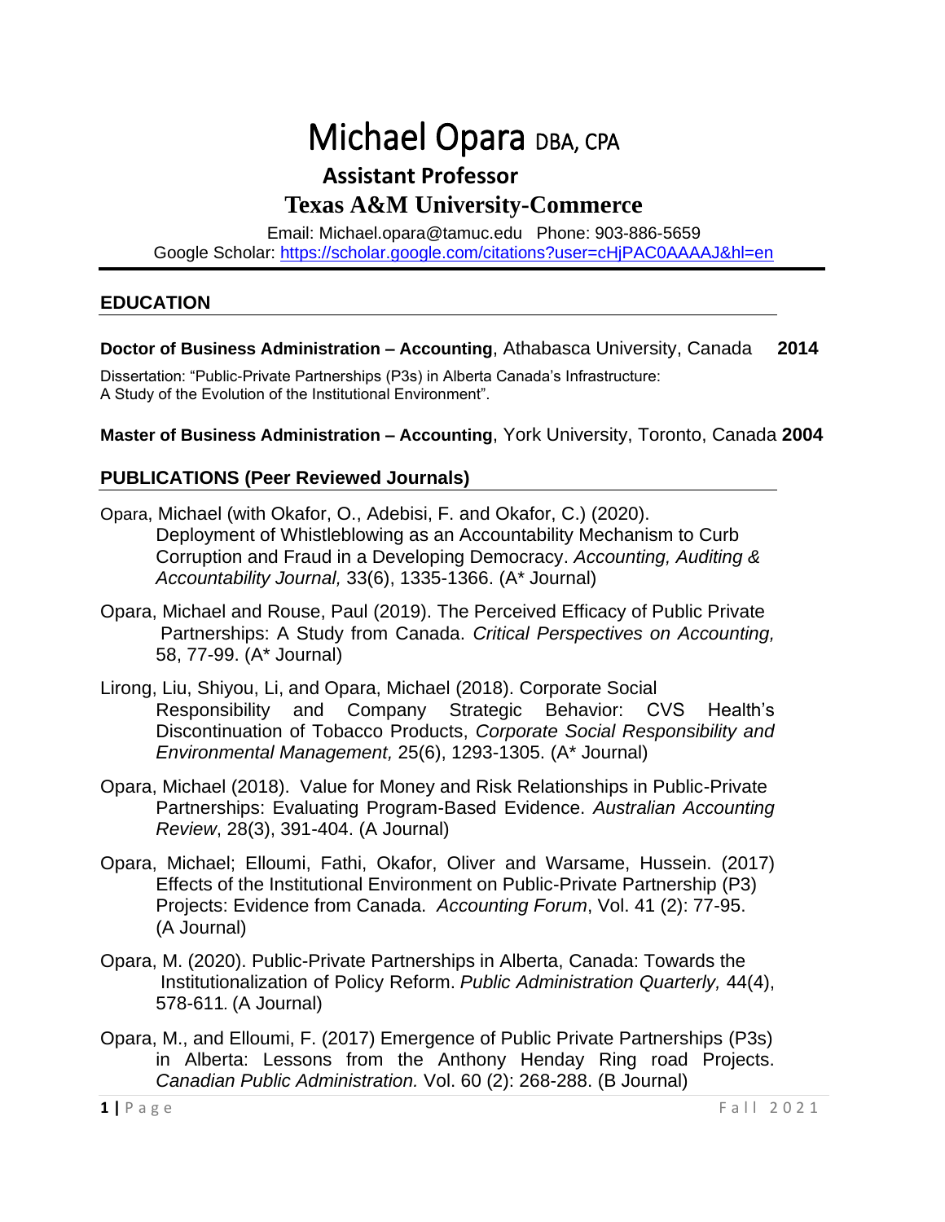# Michael Opara DBA, CPA

**Assistant Professor**

**Texas A&M University-Commerce**

Email: Michael.opara@tamuc.edu Phone: 903-886-5659
Google Scholar: https://scholar.google.com/citations?user=cHjPAC0AAAAJ&hl=en

## EDUCATION

**Doctor of Business Administration – Accounting**, Athabasca University, Canada **2014**

Dissertation: "Public-Private Partnerships (P3s) in Alberta Canada's Infrastructure: A Study of the Evolution of the Institutional Environment".

**Master of Business Administration – Accounting**, York University, Toronto, Canada **2004**

## PUBLICATIONS (Peer Reviewed Journals)

Opara, Michael (with Okafor, O., Adebisi, F. and Okafor, C.) (2020). Deployment of Whistleblowing as an Accountability Mechanism to Curb Corruption and Fraud in a Developing Democracy. *Accounting, Auditing & Accountability Journal,* 33(6), 1335-1366. (A* Journal)

Opara, Michael and Rouse, Paul (2019). The Perceived Efficacy of Public Private Partnerships: A Study from Canada. *Critical Perspectives on Accounting,* 58, 77-99. (A* Journal)

Lirong, Liu, Shiyou, Li, and Opara, Michael (2018). Corporate Social Responsibility and Company Strategic Behavior: CVS Health's Discontinuation of Tobacco Products, *Corporate Social Responsibility and Environmental Management,* 25(6), 1293-1305. (A* Journal)

Opara, Michael (2018). Value for Money and Risk Relationships in Public-Private Partnerships: Evaluating Program-Based Evidence. *Australian Accounting Review*, 28(3), 391-404. (A Journal)

Opara, Michael; Elloumi, Fathi, Okafor, Oliver and Warsame, Hussein. (2017) Effects of the Institutional Environment on Public-Private Partnership (P3) Projects: Evidence from Canada. *Accounting Forum*, Vol. 41 (2): 77-95. (A Journal)

Opara, M. (2020). Public-Private Partnerships in Alberta, Canada: Towards the Institutionalization of Policy Reform. *Public Administration Quarterly,* 44(4), 578-611. (A Journal)

Opara, M., and Elloumi, F. (2017) Emergence of Public Private Partnerships (P3s) in Alberta: Lessons from the Anthony Henday Ring road Projects. *Canadian Public Administration.* Vol. 60 (2): 268-288. (B Journal)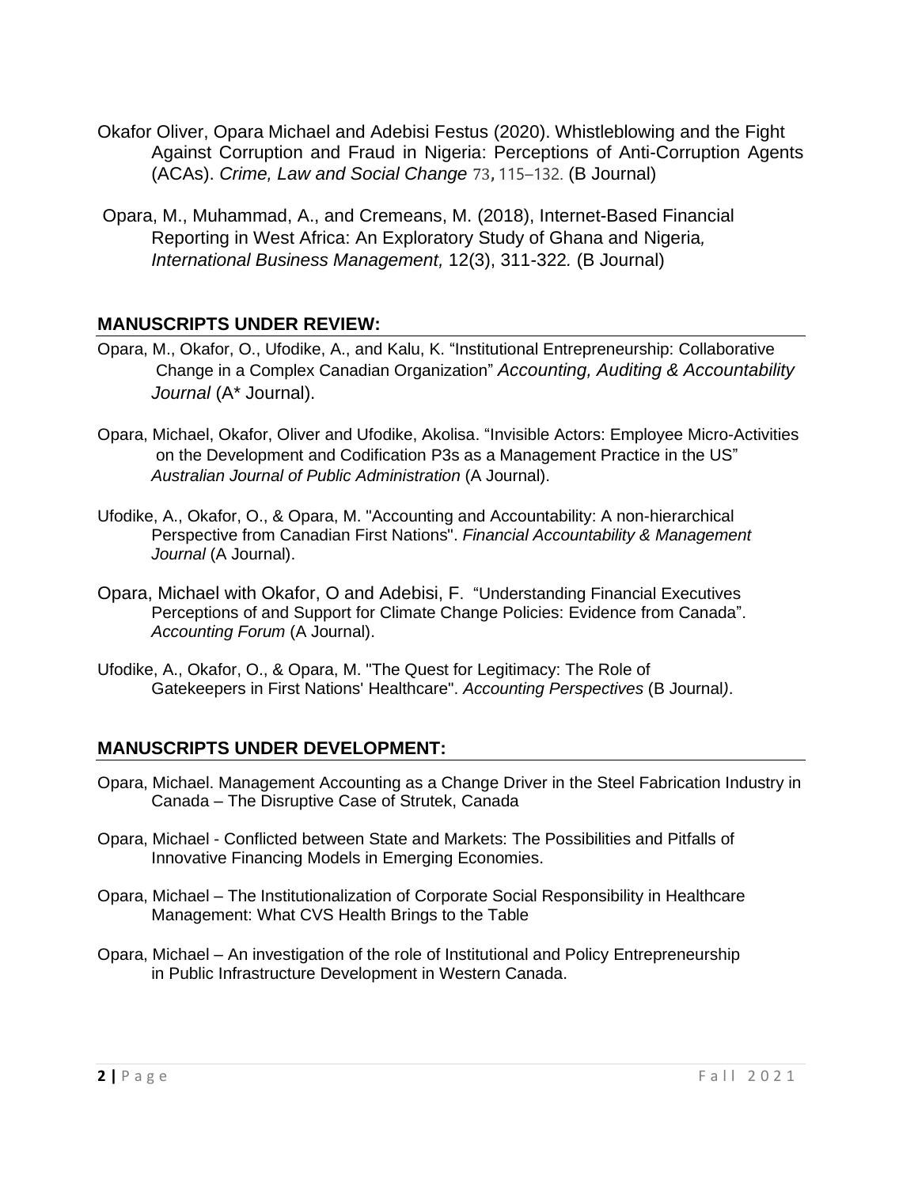Okafor Oliver, Opara Michael and Adebisi Festus (2020). Whistleblowing and the Fight Against Corruption and Fraud in Nigeria: Perceptions of Anti-Corruption Agents (ACAs). *Crime, Law and Social Change* 73, 115–132. (B Journal)

Opara, M., Muhammad, A., and Cremeans, M. (2018), Internet-Based Financial Reporting in West Africa: An Exploratory Study of Ghana and Nigeria*, International Business Management,* 12(3), 311-322*.* (B Journal)

## MANUSCRIPTS UNDER REVIEW:

Opara, M., Okafor, O., Ufodike, A., and Kalu, K. "Institutional Entrepreneurship: Collaborative Change in a Complex Canadian Organization" *Accounting, Auditing & Accountability Journal* (A* Journal).

Opara, Michael, Okafor, Oliver and Ufodike, Akolisa. "Invisible Actors: Employee Micro-Activities on the Development and Codification P3s as a Management Practice in the US" *Australian Journal of Public Administration* (A Journal).

Ufodike, A., Okafor, O., & Opara, M. "Accounting and Accountability: A non-hierarchical Perspective from Canadian First Nations". *Financial Accountability & Management Journal* (A Journal).

Opara, Michael with Okafor, O and Adebisi, F. "Understanding Financial Executives Perceptions of and Support for Climate Change Policies: Evidence from Canada". *Accounting Forum* (A Journal).

Ufodike, A., Okafor, O., & Opara, M. "The Quest for Legitimacy: The Role of Gatekeepers in First Nations' Healthcare". *Accounting Perspectives* (B Journal*)*.

## MANUSCRIPTS UNDER DEVELOPMENT:

Opara, Michael. Management Accounting as a Change Driver in the Steel Fabrication Industry in Canada – The Disruptive Case of Strutek, Canada

Opara, Michael - Conflicted between State and Markets: The Possibilities and Pitfalls of Innovative Financing Models in Emerging Economies.

Opara, Michael – The Institutionalization of Corporate Social Responsibility in Healthcare Management: What CVS Health Brings to the Table

Opara, Michael – An investigation of the role of Institutional and Policy Entrepreneurship in Public Infrastructure Development in Western Canada.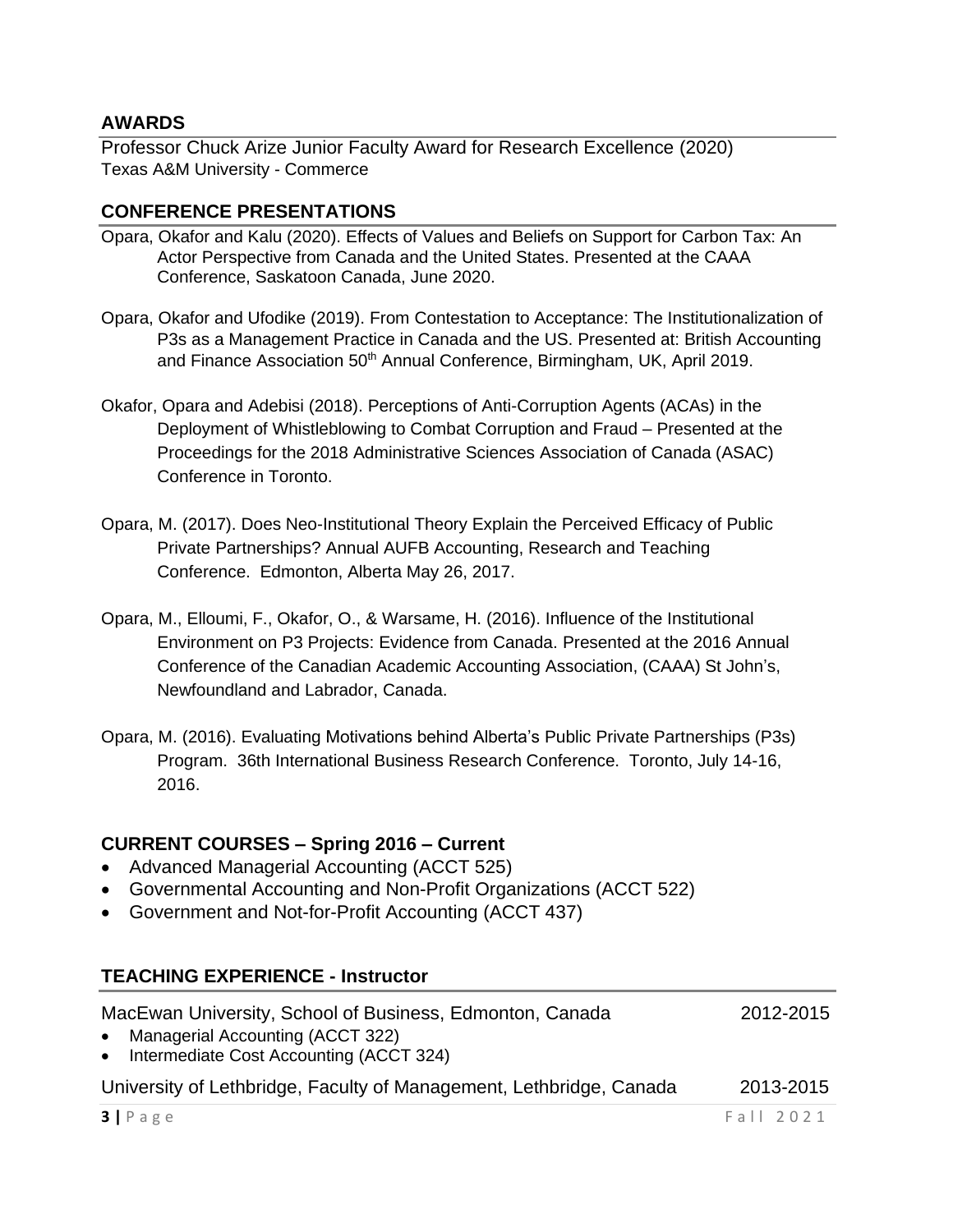## AWARDS

Professor Chuck Arize Junior Faculty Award for Research Excellence (2020)
Texas A&M University - Commerce

## CONFERENCE PRESENTATIONS

Opara, Okafor and Kalu (2020). Effects of Values and Beliefs on Support for Carbon Tax: An Actor Perspective from Canada and the United States. Presented at the CAAA Conference, Saskatoon Canada, June 2020.

Opara, Okafor and Ufodike (2019). From Contestation to Acceptance: The Institutionalization of P3s as a Management Practice in Canada and the US. Presented at: British Accounting and Finance Association 50th Annual Conference, Birmingham, UK, April 2019.

Okafor, Opara and Adebisi (2018). Perceptions of Anti-Corruption Agents (ACAs) in the Deployment of Whistleblowing to Combat Corruption and Fraud – Presented at the Proceedings for the 2018 Administrative Sciences Association of Canada (ASAC) Conference in Toronto.

Opara, M. (2017). Does Neo-Institutional Theory Explain the Perceived Efficacy of Public Private Partnerships? Annual AUFB Accounting, Research and Teaching Conference. Edmonton, Alberta May 26, 2017.

Opara, M., Elloumi, F., Okafor, O., & Warsame, H. (2016). Influence of the Institutional Environment on P3 Projects: Evidence from Canada. Presented at the 2016 Annual Conference of the Canadian Academic Accounting Association, (CAAA) St John's, Newfoundland and Labrador, Canada.

Opara, M. (2016). Evaluating Motivations behind Alberta's Public Private Partnerships (P3s) Program. 36th International Business Research Conference. Toronto, July 14-16, 2016.

## CURRENT COURSES – Spring 2016 – Current

- Advanced Managerial Accounting (ACCT 525)
- Governmental Accounting and Non-Profit Organizations (ACCT 522)
- Government and Not-for-Profit Accounting (ACCT 437)

## TEACHING EXPERIENCE - Instructor

MacEwan University, School of Business, Edmonton, Canada — 2012-2015

- Managerial Accounting (ACCT 322)
- Intermediate Cost Accounting (ACCT 324)

University of Lethbridge, Faculty of Management, Lethbridge, Canada — 2013-2015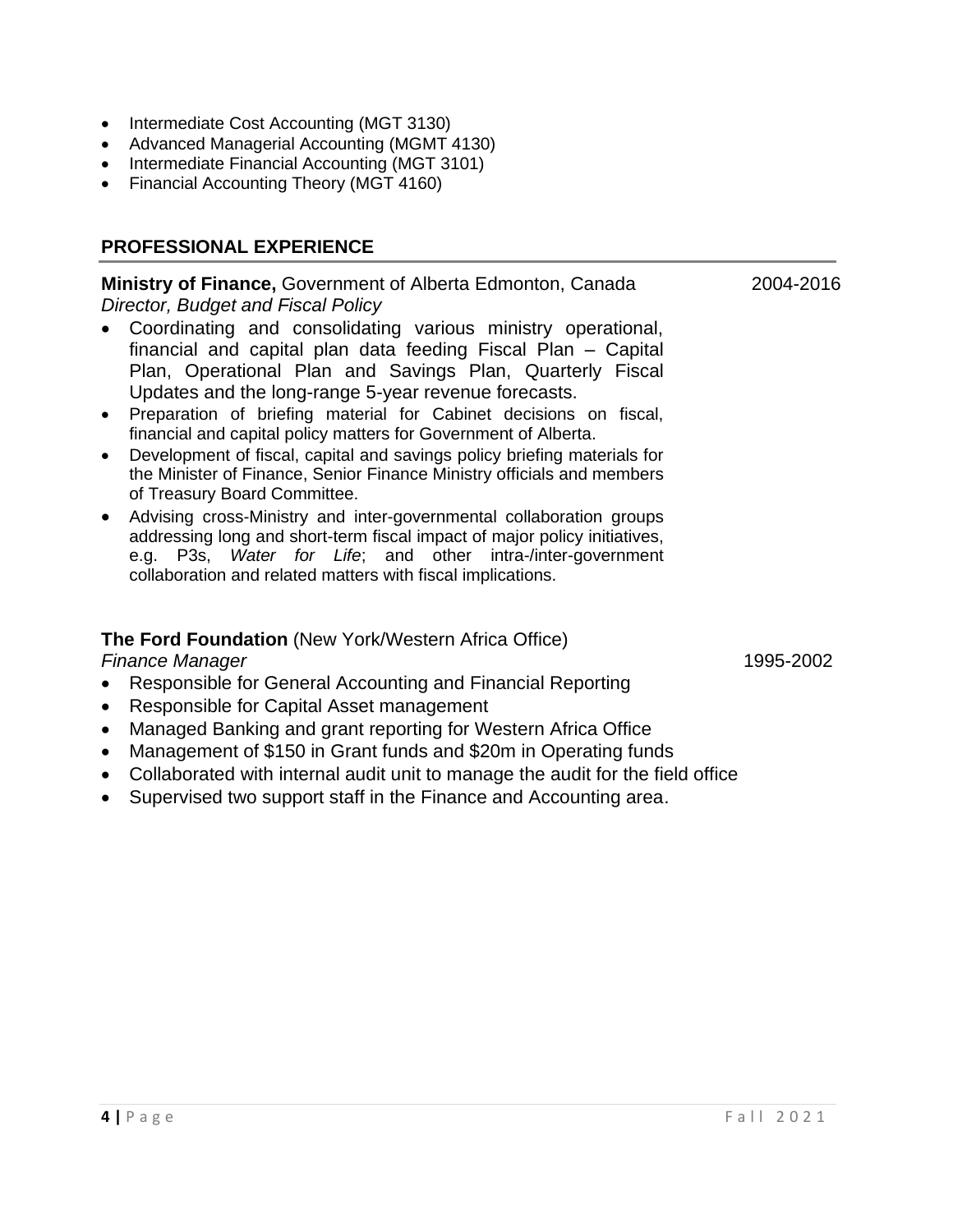- Intermediate Cost Accounting (MGT 3130)
- Advanced Managerial Accounting (MGMT 4130)
- Intermediate Financial Accounting (MGT 3101)
- Financial Accounting Theory (MGT 4160)

## PROFESSIONAL EXPERIENCE

**Ministry of Finance,** Government of Alberta Edmonton, Canada 2004-2016
*Director, Budget and Fiscal Policy*

- Coordinating and consolidating various ministry operational, financial and capital plan data feeding Fiscal Plan – Capital Plan, Operational Plan and Savings Plan, Quarterly Fiscal Updates and the long-range 5-year revenue forecasts.
- Preparation of briefing material for Cabinet decisions on fiscal, financial and capital policy matters for Government of Alberta.
- Development of fiscal, capital and savings policy briefing materials for the Minister of Finance, Senior Finance Ministry officials and members of Treasury Board Committee.
- Advising cross-Ministry and inter-governmental collaboration groups addressing long and short-term fiscal impact of major policy initiatives, e.g. P3s, *Water for Life*; and other intra-/inter-government collaboration and related matters with fiscal implications.

**The Ford Foundation** (New York/Western Africa Office)
*Finance Manager* 1995-2002

- Responsible for General Accounting and Financial Reporting
- Responsible for Capital Asset management
- Managed Banking and grant reporting for Western Africa Office
- Management of $150 in Grant funds and $20m in Operating funds
- Collaborated with internal audit unit to manage the audit for the field office
- Supervised two support staff in the Finance and Accounting area.